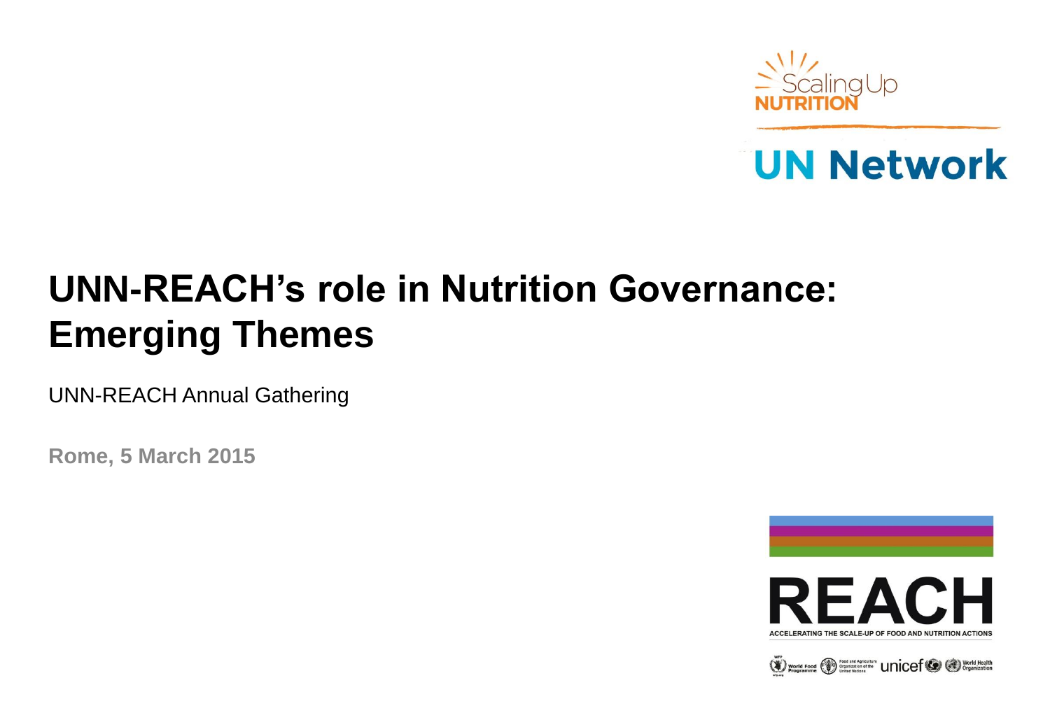# UNN-REACH's role in Nutrition Governance: Emerging Themes

UNN-REACH Annual Gathering

**Rome, 5 March 2015**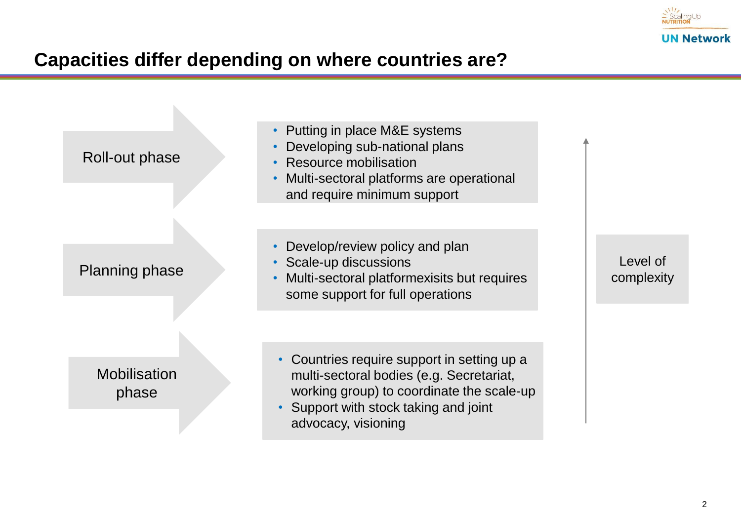# Capacities differ depending on where countries are?

**Roll-out phase**

- Putting in place M&E systems
- Developing sub-national plans
- Resource mobilisation
- Multi-sectoral platforms are operational and require minimum support

**Planning phase**

- Develop/review policy and plan
- Scale-up discussions
- Multi-sectoral platformexisits but requires some support for full operations

**Mobilisation phase**

- Countries require support in setting up a multi-sectoral bodies (e.g. Secretariat, working group) to coordinate the scale-up
- Support with stock taking and joint advocacy, visioning

Level of complexity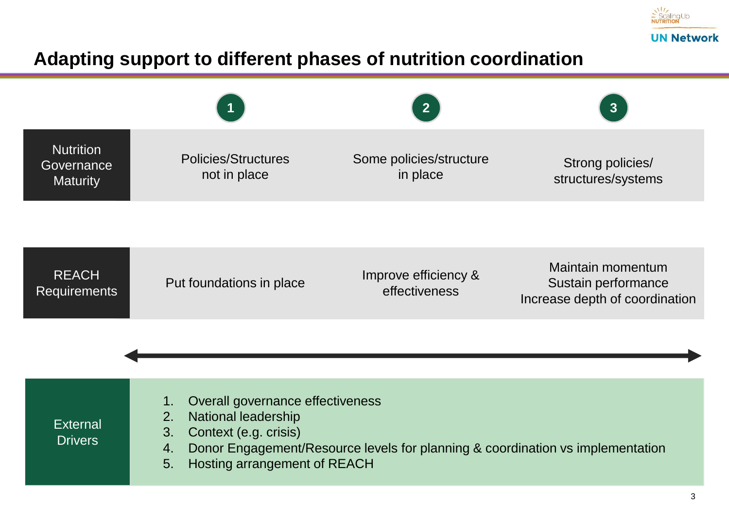# Adapting support to different phases of nutrition coordination

| | 1 | 2 | 3 |
|---|---|---|---|
| **Nutrition Governance Maturity** | Policies/Structures not in place | Some policies/structure in place | Strong policies/ structures/systems |
| **REACH Requirements** | Put foundations in place | Improve efficiency & effectiveness | Maintain momentum<br>Sustain performance<br>Increase depth of coordination |

**External Drivers**

1. Overall governance effectiveness
2. National leadership
3. Context (e.g. crisis)
4. Donor Engagement/Resource levels for planning & coordination vs implementation
5. Hosting arrangement of REACH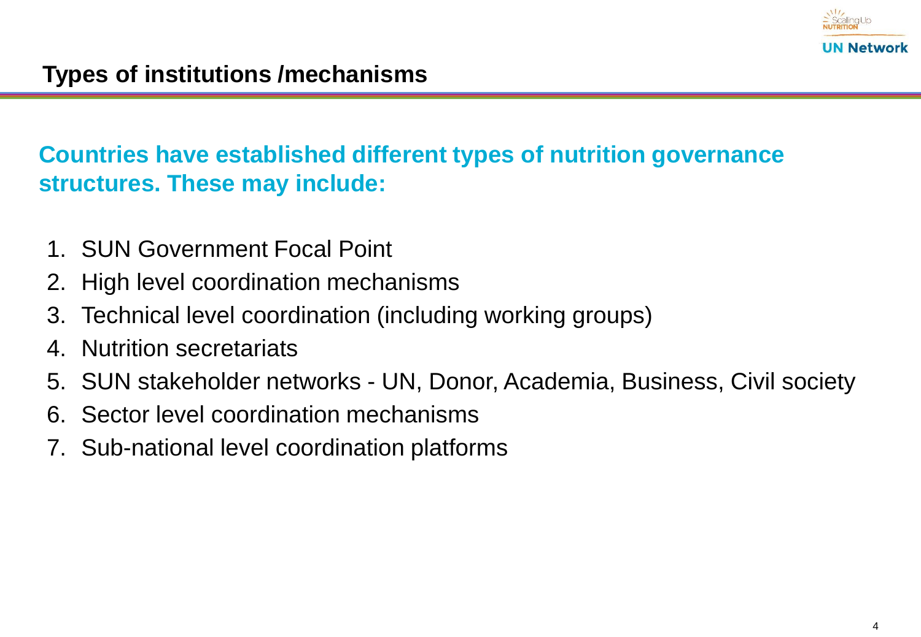## Types of institutions /mechanisms

**Countries have established different types of nutrition governance structures. These may include:**

1. SUN Government Focal Point
2. High level coordination mechanisms
3. Technical level coordination (including working groups)
4. Nutrition secretariats
5. SUN stakeholder networks - UN, Donor, Academia, Business, Civil society
6. Sector level coordination mechanisms
7. Sub-national level coordination platforms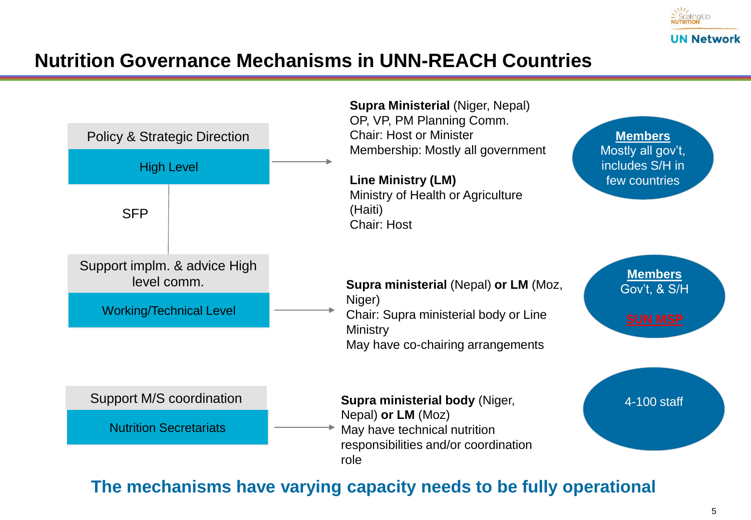# Nutrition Governance Mechanisms in UNN-REACH Countries

**Policy & Strategic Direction**

**High Level**

**Supra Ministerial** (Niger, Nepal)
OP, VP, PM Planning Comm.
Chair: Host or Minister
Membership: Mostly all government

**Line Ministry (LM)**
Ministry of Health or Agriculture (Haiti)
Chair: Host

**Members**
Mostly all gov't, includes S/H in few countries

SFP

**Support implm. & advice High level comm.**

**Working/Technical Level**

**Supra ministerial** (Nepal) **or LM** (Moz, Niger)
Chair: Supra ministerial body or Line Ministry
May have co-chairing arrangements

**Members**
Gov't, & S/H

SUN MSP

**Support M/S coordination**

**Nutrition Secretariats**

**Supra ministerial body** (Niger, Nepal) **or LM** (Moz)
May have technical nutrition responsibilities and/or coordination role

4-100 staff

**The mechanisms have varying capacity needs to be fully operational**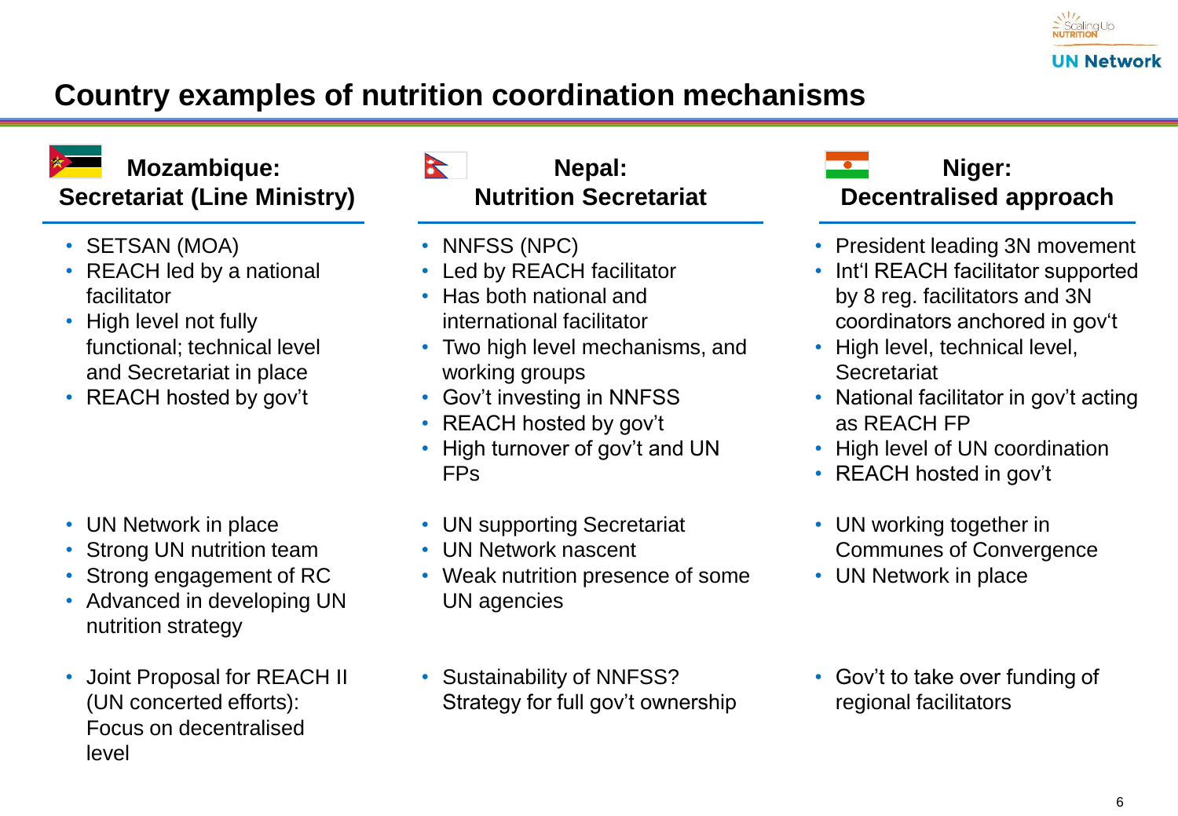# Country examples of nutrition coordination mechanisms

## Mozambique: Secretariat (Line Ministry)

- SETSAN (MOA)
- REACH led by a national facilitator
- High level not fully functional; technical level and Secretariat in place
- REACH hosted by gov't

- UN Network in place
- Strong UN nutrition team
- Strong engagement of RC
- Advanced in developing UN nutrition strategy

- Joint Proposal for REACH II (UN concerted efforts): Focus on decentralised level

## Nepal: Nutrition Secretariat

- NNFSS (NPC)
- Led by REACH facilitator
- Has both national and international facilitator
- Two high level mechanisms, and working groups
- Gov't investing in NNFSS
- REACH hosted by gov't
- High turnover of gov't and UN FPs

- UN supporting Secretariat
- UN Network nascent
- Weak nutrition presence of some UN agencies

- Sustainability of NNFSS? Strategy for full gov't ownership

## Niger: Decentralised approach

- President leading 3N movement
- Int'l REACH facilitator supported by 8 reg. facilitators and 3N coordinators anchored in gov't
- High level, technical level, Secretariat
- National facilitator in gov't acting as REACH FP
- High level of UN coordination
- REACH hosted in gov't

- UN working together in Communes of Convergence
- UN Network in place

- Gov't to take over funding of regional facilitators